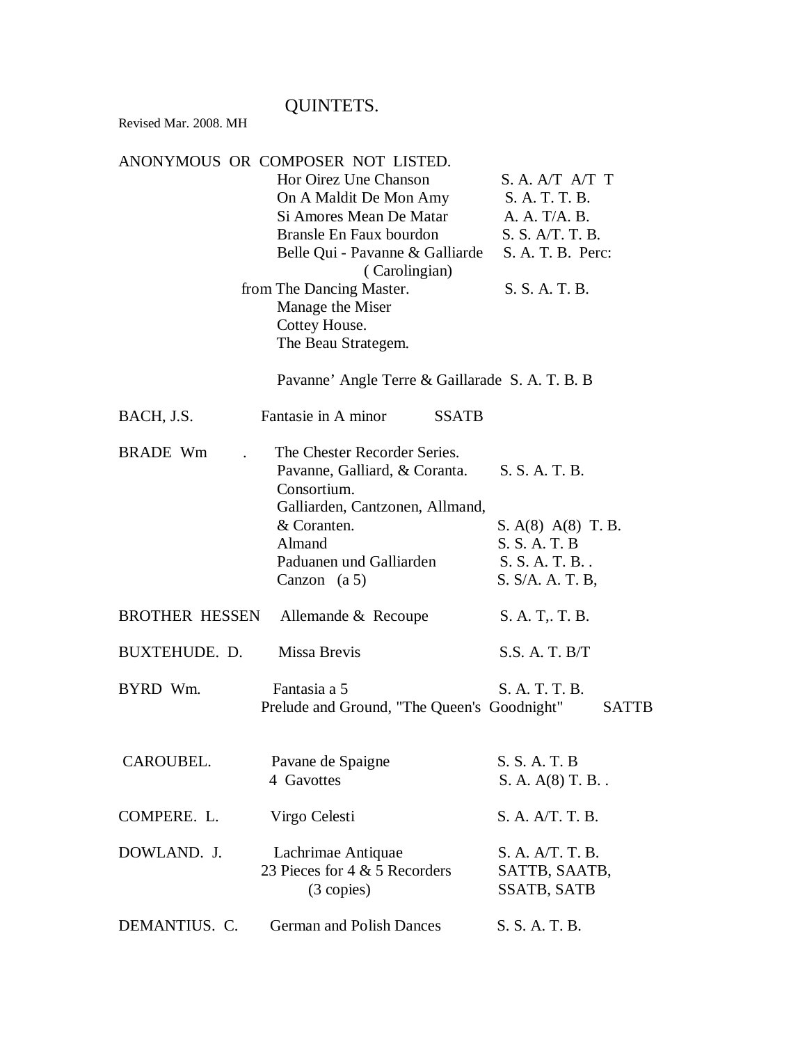# QUINTETS.

Revised Mar. 2008. MH

| Composer | Title | Voicing |
|---|---|---|
| ANONYMOUS OR COMPOSER NOT LISTED. | | |
| | Hor Oirez Une Chanson | S. A. A/T A/T T |
| | On A Maldit De Mon Amy | S. A. T. T. B. |
| | Si Amores Mean De Matar | A. A. T/A. B. |
| | Bransle En Faux bourdon | S. S. A/T. T. B. |
| | Belle Qui - Pavanne & Galliarde ( Carolingian) | S. A. T. B. Perc: |
| | from The Dancing Master. | S. S. A. T. B. |
| | Manage the Miser | |
| | Cottey House. | |
| | The Beau Strategem. | |
| | Pavanne' Angle Terre & Gaillarade | S. A. T. B. B |
| BACH, J.S. | Fantasie in A minor | SSATB |
| BRADE Wm . | The Chester Recorder Series. | |
| | Pavanne, Galliard, & Coranta. | S. S. A. T. B. |
| | Consortium. | |
| | Galliarden, Cantzonen, Allmand, & Coranten. | S. A(8) A(8) T. B. |
| | Almand | S. S. A. T. B |
| | Paduanen und Galliarden | S. S. A. T. B. . |
| | Canzon (a 5) | S. S/A. A. T. B, |
| BROTHER HESSEN | Allemande & Recoupe | S. A. T,. T. B. |
| BUXTEHUDE. D. | Missa Brevis | S.S. A. T. B/T |
| BYRD Wm. | Fantasia a 5 | S. A. T. T. B. |
| | Prelude and Ground, "The Queen's Goodnight" | SATTB |
| CAROUBEL. | Pavane de Spaigne | S. S. A. T. B |
| | 4 Gavottes | S. A. A(8) T. B. . |
| COMPERE. L. | Virgo Celesti | S. A. A/T. T. B. |
| DOWLAND. J. | Lachrimae Antiquae | S. A. A/T. T. B. |
| | 23 Pieces for 4 & 5 Recorders (3 copies) | SATTB, SAATB, SSATB, SATB |
| DEMANTIUS. C. | German and Polish Dances | S. S. A. T. B. |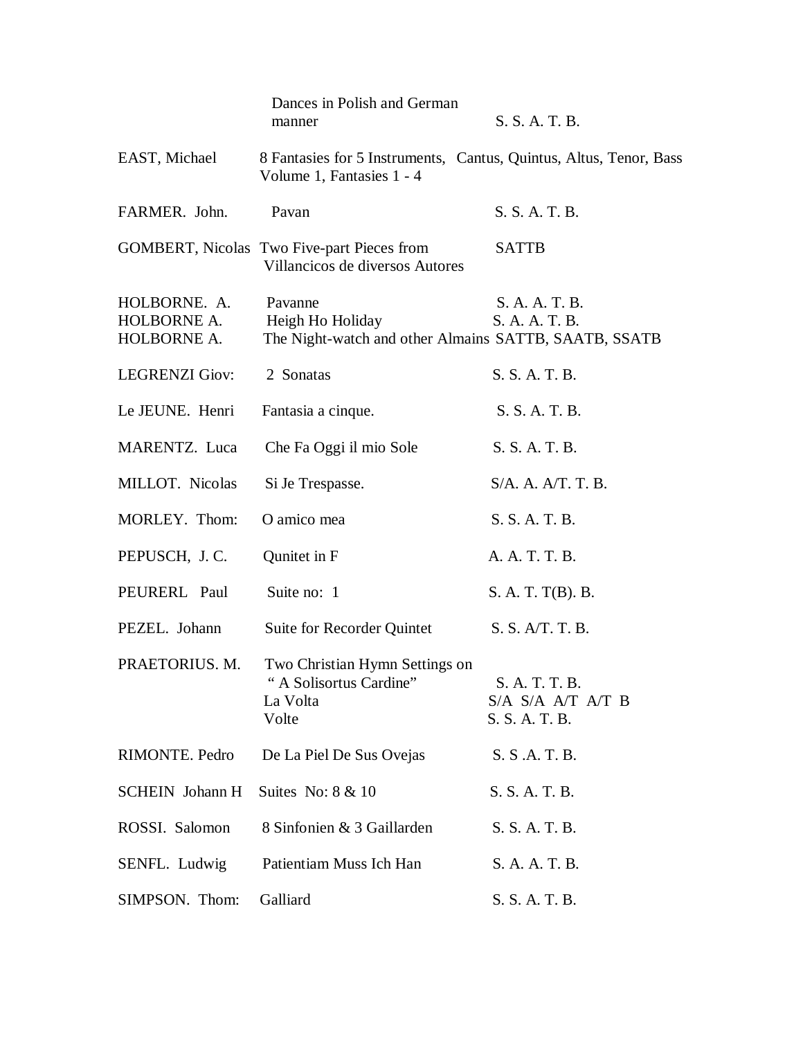| | | |
|---|---|---|
| | Dances in Polish and German manner | S. S. A. T. B. |
| EAST, Michael | 8 Fantasies for 5 Instruments, Volume 1, Fantasies 1 - 4 | Cantus, Quintus, Altus, Tenor, Bass |
| FARMER. John. | Pavan | S. S. A. T. B. |
| GOMBERT, Nicolas | Two Five-part Pieces from Villancicos de diversos Autores | SATTB |
| HOLBORNE. A. | Pavanne | S. A. A. T. B. |
| HOLBORNE A. | Heigh Ho Holiday | S. A. A. T. B. |
| HOLBORNE A. | The Night-watch and other Almains | SATTB, SAATB, SSATB |
| LEGRENZI Giov: | 2 Sonatas | S. S. A. T. B. |
| Le JEUNE. Henri | Fantasia a cinque. | S. S. A. T. B. |
| MARENTZ. Luca | Che Fa Oggi il mio Sole | S. S. A. T. B. |
| MILLOT. Nicolas | Si Je Trespasse. | S/A. A. A/T. T. B. |
| MORLEY. Thom: | O amico mea | S. S. A. T. B. |
| PEPUSCH, J. C. | Qunitet in F | A. A. T. T. B. |
| PEURERL Paul | Suite no: 1 | S. A. T. T(B). B. |
| PEZEL. Johann | Suite for Recorder Quintet | S. S. A/T. T. B. |
| PRAETORIUS. M. | Two Christian Hymn Settings on " A Solisortus Cardine" | S. A. T. T. B. |
| | La Volta | S/A S/A A/T A/T B |
| | Volte | S. S. A. T. B. |
| RIMONTE. Pedro | De La Piel De Sus Ovejas | S. S .A. T. B. |
| SCHEIN Johann H | Suites No: 8 & 10 | S. S. A. T. B. |
| ROSSI. Salomon | 8 Sinfonien & 3 Gaillarden | S. S. A. T. B. |
| SENFL. Ludwig | Patientiam Muss Ich Han | S. A. A. T. B. |
| SIMPSON. Thom: | Galliard | S. S. A. T. B. |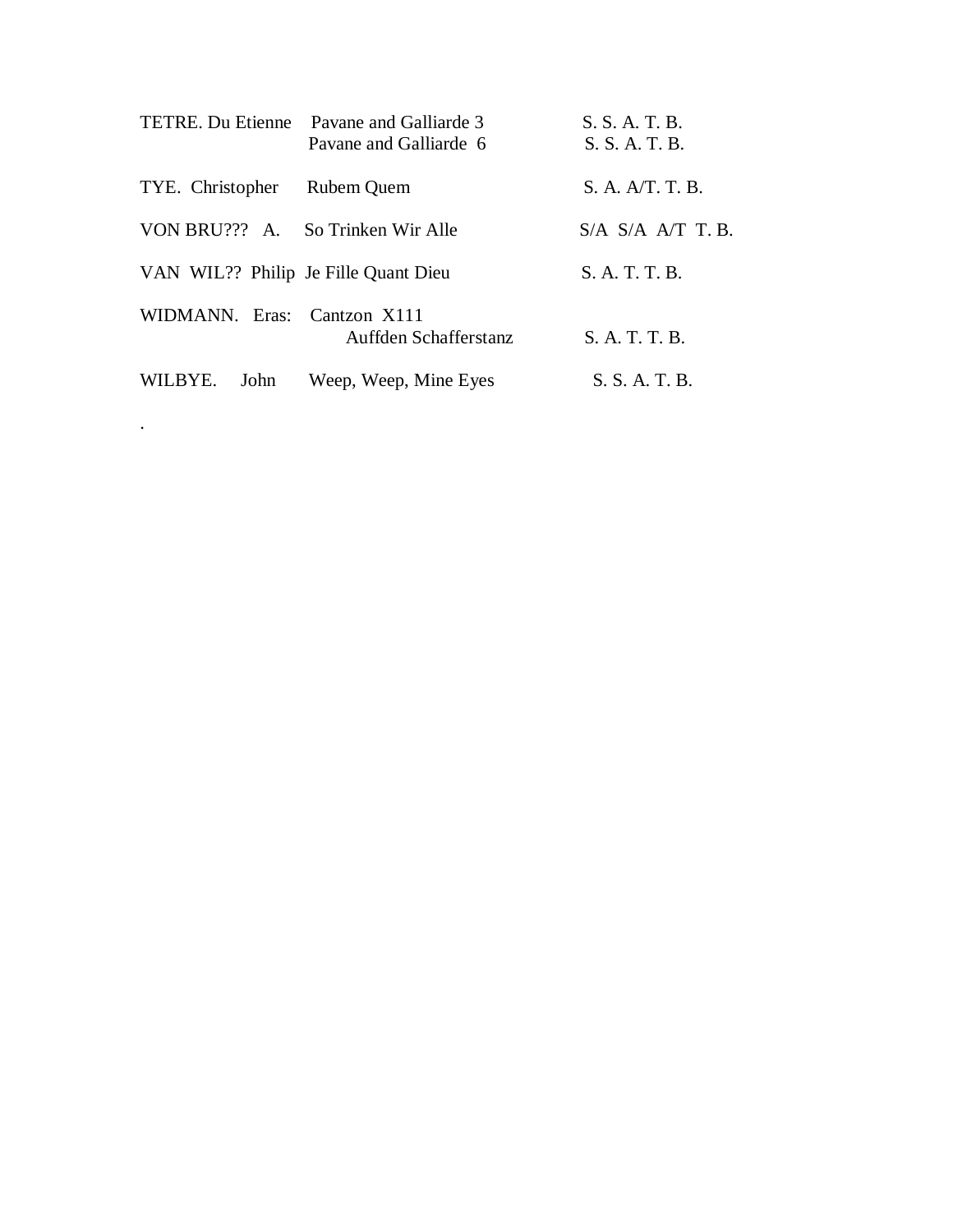| | | |
|---|---|---|
| TETRE. Du Etienne | Pavane and Galliarde 3 | S. S. A. T. B. |
| | Pavane and Galliarde 6 | S. S. A. T. B. |
| TYE. Christopher | Rubem Quem | S. A. A/T. T. B. |
| VON BRU??? A. | So Trinken Wir Alle | S/A S/A A/T T. B. |
| VAN WIL?? Philip | Je Fille Quant Dieu | S. A. T. T. B. |
| WIDMANN. Eras: | Cantzon X111 | |
| | Auffden Schafferstanz | S. A. T. T. B. |
| WILBYE. John | Weep, Weep, Mine Eyes | S. S. A. T. B. |

.